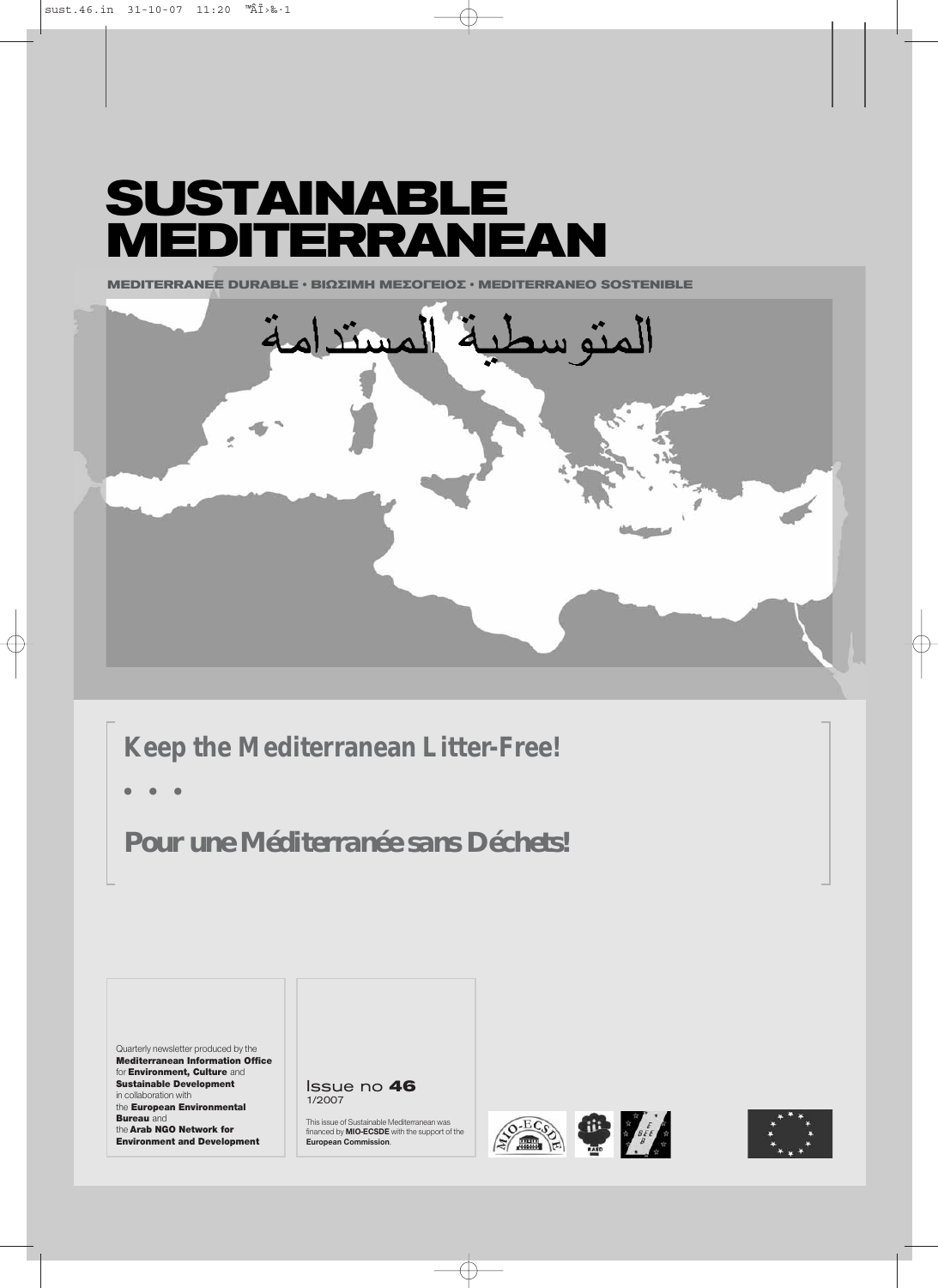# SUSTAINABLE MEDITERRANEAN

MEDITERRANEE DURABLE • ΒΙΩΣΙΜΗ ΜΕΣΟΓΕΙΟΣ • MEDITERRANEO SOSTENIBLE

المتوسطية المستدامة

## Keep the Mediterranean Litter-Free!

• • •

## Pour une Méditerranée sans Déchets!

Quarterly newsletter produced by the **Mediterranean Information Office** for **Environment, Culture** and **Sustainable Development** in collaboration with the **European Environmental Bureau** and the **Arab NGO Network for Environment and Development**

Issue no **46**
1/2007

This issue of Sustainable Mediterranean was financed by **MIO-ECSDE** with the support of the **European Commission**.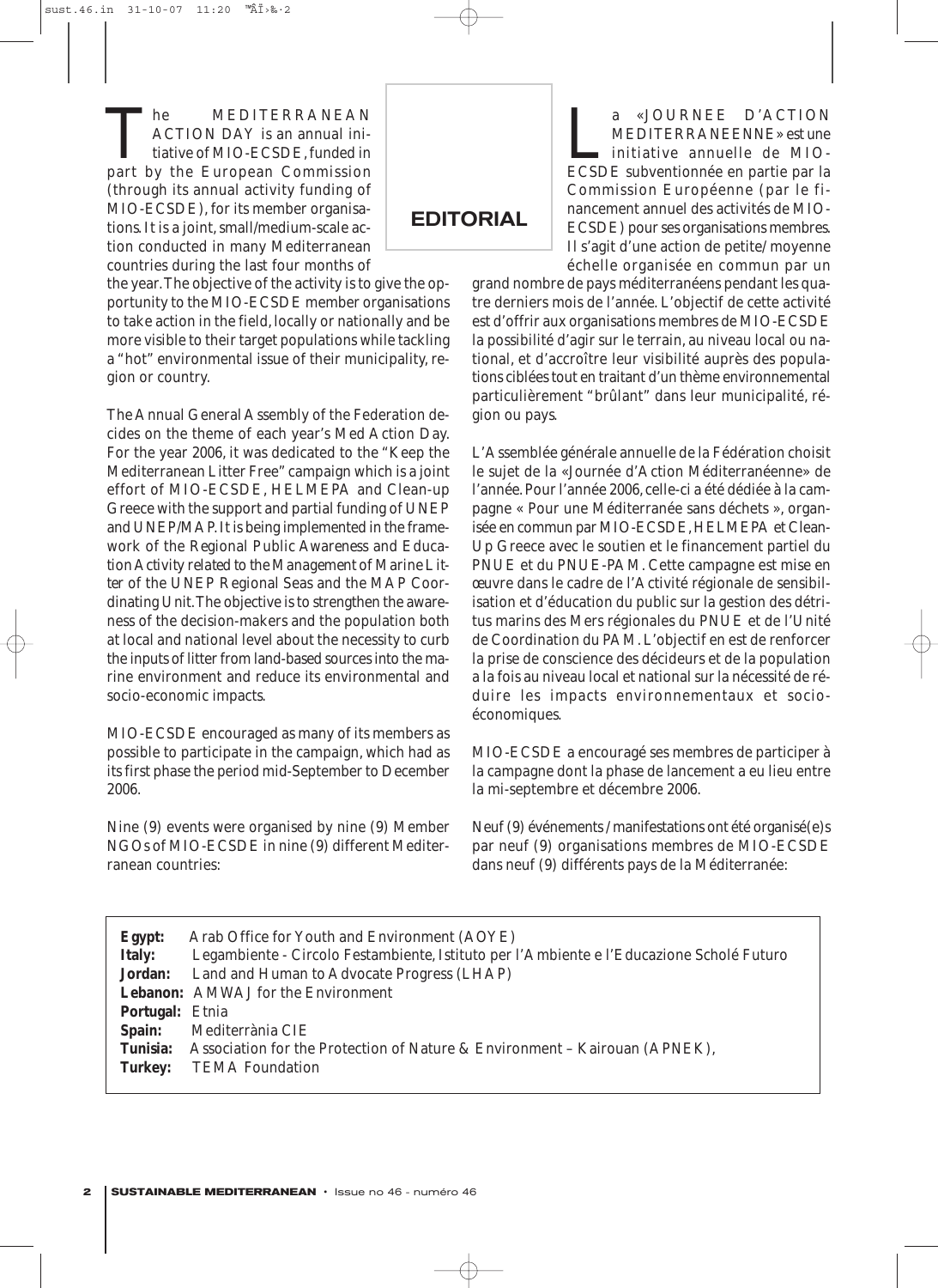# EDITORIAL

The MEDITERRANEAN ACTION DAY is an annual initiative of MIO-ECSDE, funded in part by the European Commission (through its annual activity funding of MIO-ECSDE), for its member organisations. It is a joint, small/medium-scale action conducted in many Mediterranean countries during the last four months of the year. The objective of the activity is to give the opportunity to the MIO-ECSDE member organisations to take action in the field, locally or nationally and be more visible to their target populations while tackling a "hot" environmental issue of their municipality, region or country.

The Annual General Assembly of the Federation decides on the theme of each year's Med Action Day. For the year 2006, it was dedicated to the "Keep the Mediterranean Litter Free" campaign which is a joint effort of MIO-ECSDE, HELMEPA and Clean-up Greece with the support and partial funding of UNEP and UNEP/MAP. It is being implemented in the framework of the Regional Public Awareness and Education Activity related to the Management of Marine Litter of the UNEP Regional Seas and the MAP Coordinating Unit. The objective is to strengthen the awareness of the decision-makers and the population both at local and national level about the necessity to curb the inputs of litter from land-based sources into the marine environment and reduce its environmental and socio-economic impacts.

MIO-ECSDE encouraged as many of its members as possible to participate in the campaign, which had as its first phase the period mid-September to December 2006.

Nine (9) events were organised by nine (9) Member NGOs of MIO-ECSDE in nine (9) different Mediterranean countries:

La «JOURNEE D'ACTION MEDITERRANEENNE» est une initiative annuelle de MIO-ECSDE subventionnée en partie par la Commission Européenne (par le financement annuel des activités de MIO-ECSDE) pour ses organisations membres. Il s'agit d'une action de petite/moyenne échelle organisée en commun par un grand nombre de pays méditerranéens pendant les quatre derniers mois de l'année. L'objectif de cette activité est d'offrir aux organisations membres de MIO-ECSDE la possibilité d'agir sur le terrain, au niveau local ou national, et d'accroître leur visibilité auprès des populations ciblées tout en traitant d'un thème environnemental particulièrement "brûlant" dans leur municipalité, région ou pays.

L'Assemblée générale annuelle de la Fédération choisit le sujet de la «Journée d'Action Méditerranéenne» de l'année. Pour l'année 2006, celle-ci a été dédiée à la campagne « Pour une Méditerranée sans déchets », organisée en commun par MIO-ECSDE, HELMEPA et Clean-Up Greece avec le soutien et le financement partiel du PNUE et du PNUE-PAM. Cette campagne est mise en œuvre dans le cadre de l'Activité régionale de sensibilisation et d'éducation du public sur la gestion des détritus marins des Mers régionales du PNUE et de l'Unité de Coordination du PAM. L'objectif en est de renforcer la prise de conscience des décideurs et de la population a la fois au niveau local et national sur la nécessité de réduire les impacts environnementaux et socio-économiques.

MIO-ECSDE a encouragé ses membres de participer à la campagne dont la phase de lancement a eu lieu entre la mi-septembre et décembre 2006.

Neuf (9) événements / manifestations ont été organisé(e)s par neuf (9) organisations membres de MIO-ECSDE dans neuf (9) différents pays de la Méditerranée:

**Egypt:** Arab Office for Youth and Environment (AOYE)
**Italy:** Legambiente - Circolo Festambiente, Istituto per l'Ambiente e l'Educazione Scholé Futuro
**Jordan:** Land and Human to Advocate Progress (LHAP)
**Lebanon:** AMWAJ for the Environment
**Portugal:** Etnia
**Spain:** Mediterrània CIE
**Tunisia:** Association for the Protection of Nature & Environment – Kairouan (APNEK),
**Turkey:** TEMA Foundation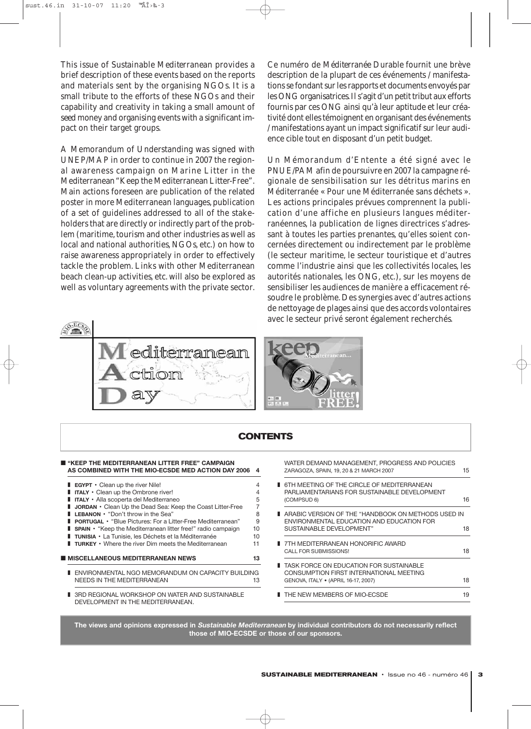This issue of Sustainable Mediterranean provides a brief description of these events based on the reports and materials sent by the organising NGOs. It is a small tribute to the efforts of these NGOs and their capability and creativity in taking a small amount of seed money and organising events with a significant impact on their target groups.

A Memorandum of Understanding was signed with UNEP/MAP in order to continue in 2007 the regional awareness campaign on Marine Litter in the Mediterranean "Keep the Mediterranean Litter-Free". Main actions foreseen are publication of the related poster in more Mediterranean languages, publication of a set of guidelines addressed to all of the stakeholders that are directly or indirectly part of the problem (maritime, tourism and other industries as well as local and national authorities, NGOs, etc.) on how to raise awareness appropriately in order to effectively tackle the problem. Links with other Mediterranean beach clean-up activities, etc. will also be explored as well as voluntary agreements with the private sector.

Ce numéro de Méditerranée Durable fournit une brève description de la plupart de ces événements / manifestations se fondant sur les rapports et documents envoyés par les ONG organisatrices. Il s'agit d'un petit tribut aux efforts fournis par ces ONG ainsi qu'à leur aptitude et leur créativité dont elles témoignent en organisant des événements / manifestations ayant un impact significatif sur leur audience cible tout en disposant d'un petit budget.

Un Mémorandum d'Entente a été signé avec le PNUE/PAM afin de poursuivre en 2007 la campagne régionale de sensibilisation sur les détritus marins en Méditerranée « Pour une Méditerranée sans déchets ». Les actions principales prévues comprennent la publication d'une affiche en plusieurs langues méditerranéennes, la publication de lignes directrices s'adressant à toutes les parties prenantes, qu'elles soient concernées directement ou indirectement par le problème (le secteur maritime, le secteur touristique et d'autres comme l'industrie ainsi que les collectivités locales, les autorités nationales, les ONG, etc.), sur les moyens de sensibiliser les audiences de manière a efficacement résoudre le problème. Des synergies avec d'autres actions de nettoyage de plages ainsi que des accords volontaires avec le secteur privé seront également recherchés.

## CONTENTS

**"KEEP THE MEDITERRANEAN LITTER FREE" CAMPAIGN AS COMBINED WITH THE MIO-ECSDE MED ACTION DAY 2006** — 4

- **EGYPT** • Clean up the river Nile! — 4
- **ITALY** • Clean up the Ombrone river! — 4
- **ITALY** • Alla scoperta del Mediterraneo — 5
- **JORDAN** • Clean Up the Dead Sea: Keep the Coast Litter-Free — 7
- **LEBANON** • "Don't throw in the Sea" — 8
- **PORTUGAL** • "Blue Pictures: For a Litter-Free Mediterranean" — 9
- **SPAIN** • "Keep the Mediterranean litter free!" radio campaign — 10
- **TUNISIA** • La Tunisie, les Déchets et la Méditerranée — 10
- **TURKEY** • Where the river Dim meets the Mediterranean — 11

**MISCELLANEOUS MEDITERRANEAN NEWS** — 13

- ENVIRONMENTAL NGO MEMORANDUM ON CAPACITY BUILDING NEEDS IN THE MEDITERRANEAN — 13
- 3RD REGIONAL WORKSHOP ON WATER AND SUSTAINABLE DEVELOPMENT IN THE MEDITERRANEAN. WATER DEMAND MANAGEMENT, PROGRESS AND POLICIES ZARAGOZA, SPAIN, 19, 20 & 21 MARCH 2007 — 15
- 6TH MEETING OF THE CIRCLE OF MEDITERRANEAN PARLIAMENTARIANS FOR SUSTAINABLE DEVELOPMENT (COMPSUD 6) — 16
- ARABIC VERSION OF THE "HANDBOOK ON METHODS USED IN ENVIRONMENTAL EDUCATION AND EDUCATION FOR SUSTAINABLE DEVELOPMENT" — 18
- 7TH MEDITERRANEAN HONORIFIC AWARD CALL FOR SUBMISSIONS! — 18
- TASK FORCE ON EDUCATION FOR SUSTAINABLE CONSUMPTION FIRST INTERNATIONAL MEETING GENOVA, ITALY • (APRIL 16-17, 2007) — 18
- THE NEW MEMBERS OF MIO-ECSDE — 19

**The views and opinions expressed in *Sustainable Mediterranean* by individual contributors do not necessarily reflect those of MIO-ECSDE or those of our sponsors.**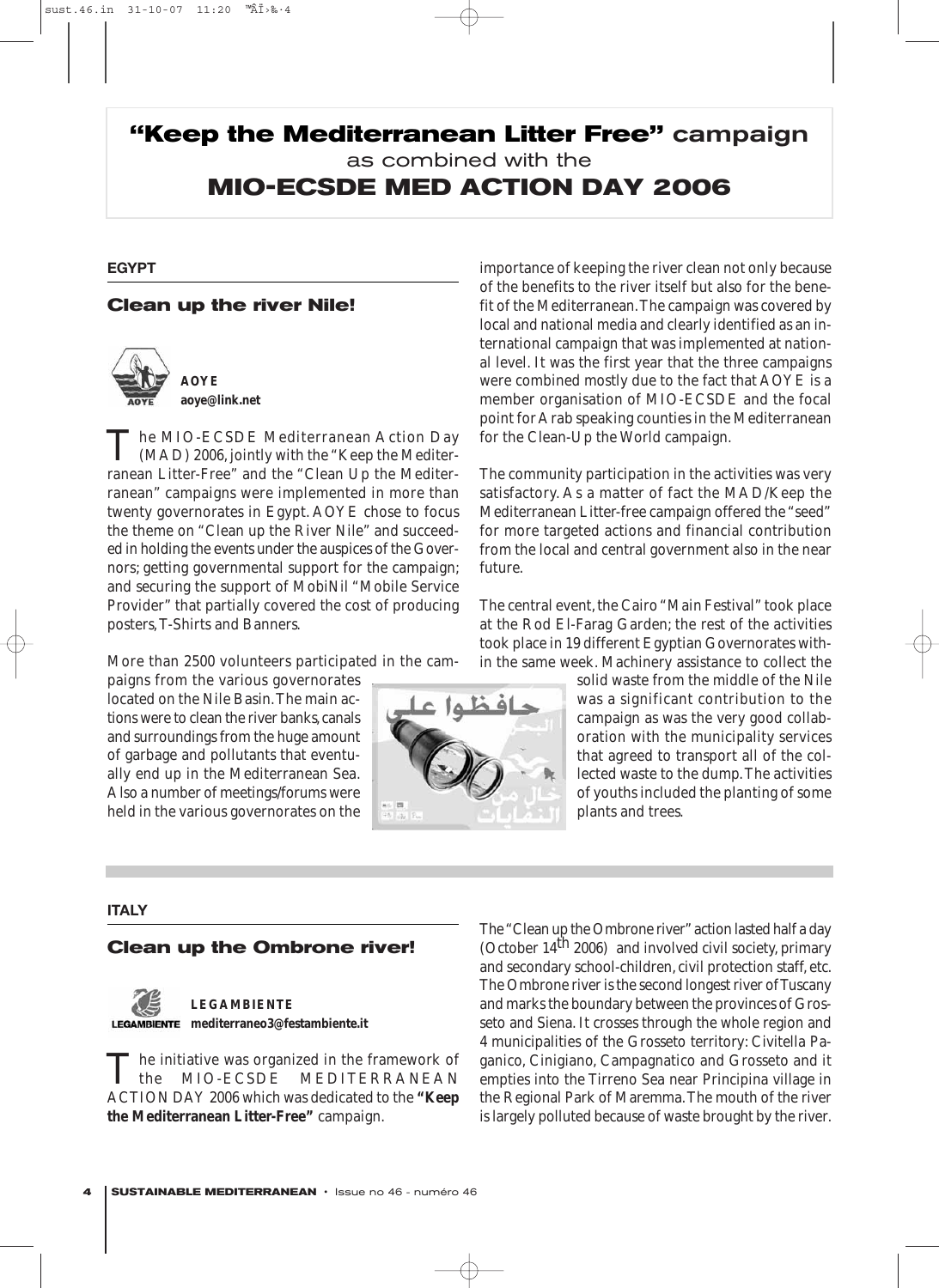# "Keep the Mediterranean Litter Free" campaign
as combined with the
# MIO-ECSDE MED ACTION DAY 2006

**EGYPT**

## Clean up the river Nile!

**AOYE**
**aoye@link.net**

The MIO-ECSDE Mediterranean Action Day (MAD) 2006, jointly with the "Keep the Mediterranean Litter-Free" and the "Clean Up the Mediterranean" campaigns were implemented in more than twenty governorates in Egypt. AOYE chose to focus the theme on "Clean up the River Nile" and succeeded in holding the events under the auspices of the Governors; getting governmental support for the campaign; and securing the support of MobiNil "Mobile Service Provider" that partially covered the cost of producing posters, T-Shirts and Banners.

More than 2500 volunteers participated in the campaigns from the various governorates located on the Nile Basin. The main actions were to clean the river banks, canals and surroundings from the huge amount of garbage and pollutants that eventually end up in the Mediterranean Sea. Also a number of meetings/forums were held in the various governorates on the importance of keeping the river clean not only because of the benefits to the river itself but also for the benefit of the Mediterranean. The campaign was covered by local and national media and clearly identified as an international campaign that was implemented at national level. It was the first year that the three campaigns were combined mostly due to the fact that AOYE is a member organisation of MIO-ECSDE and the focal point for Arab speaking counties in the Mediterranean for the Clean-Up the World campaign.

The community participation in the activities was very satisfactory. As a matter of fact the MAD/Keep the Mediterranean Litter-free campaign offered the "seed" for more targeted actions and financial contribution from the local and central government also in the near future.

The central event, the Cairo "Main Festival" took place at the Rod El-Farag Garden; the rest of the activities took place in 19 different Egyptian Governorates within the same week. Machinery assistance to collect the solid waste from the middle of the Nile was a significant contribution to the campaign as was the very good collaboration with the municipality services that agreed to transport all of the collected waste to the dump. The activities of youths included the planting of some plants and trees.

**ITALY**

## Clean up the Ombrone river!

**LEGAMBIENTE**
**mediterraneo3@festambiente.it**

The initiative was organized in the framework of the MIO-ECSDE MEDITERRANEAN ACTION DAY 2006 which was dedicated to the **"Keep the Mediterranean Litter-Free"** campaign.

The "Clean up the Ombrone river" action lasted half a day (October 14th 2006) and involved civil society, primary and secondary school-children, civil protection staff, etc. The Ombrone river is the second longest river of Tuscany and marks the boundary between the provinces of Grosseto and Siena. It crosses through the whole region and 4 municipalities of the Grosseto territory: Civitella Paganico, Cinigiano, Campagnatico and Grosseto and it empties into the Tirreno Sea near Principina village in the Regional Park of Maremma. The mouth of the river is largely polluted because of waste brought by the river.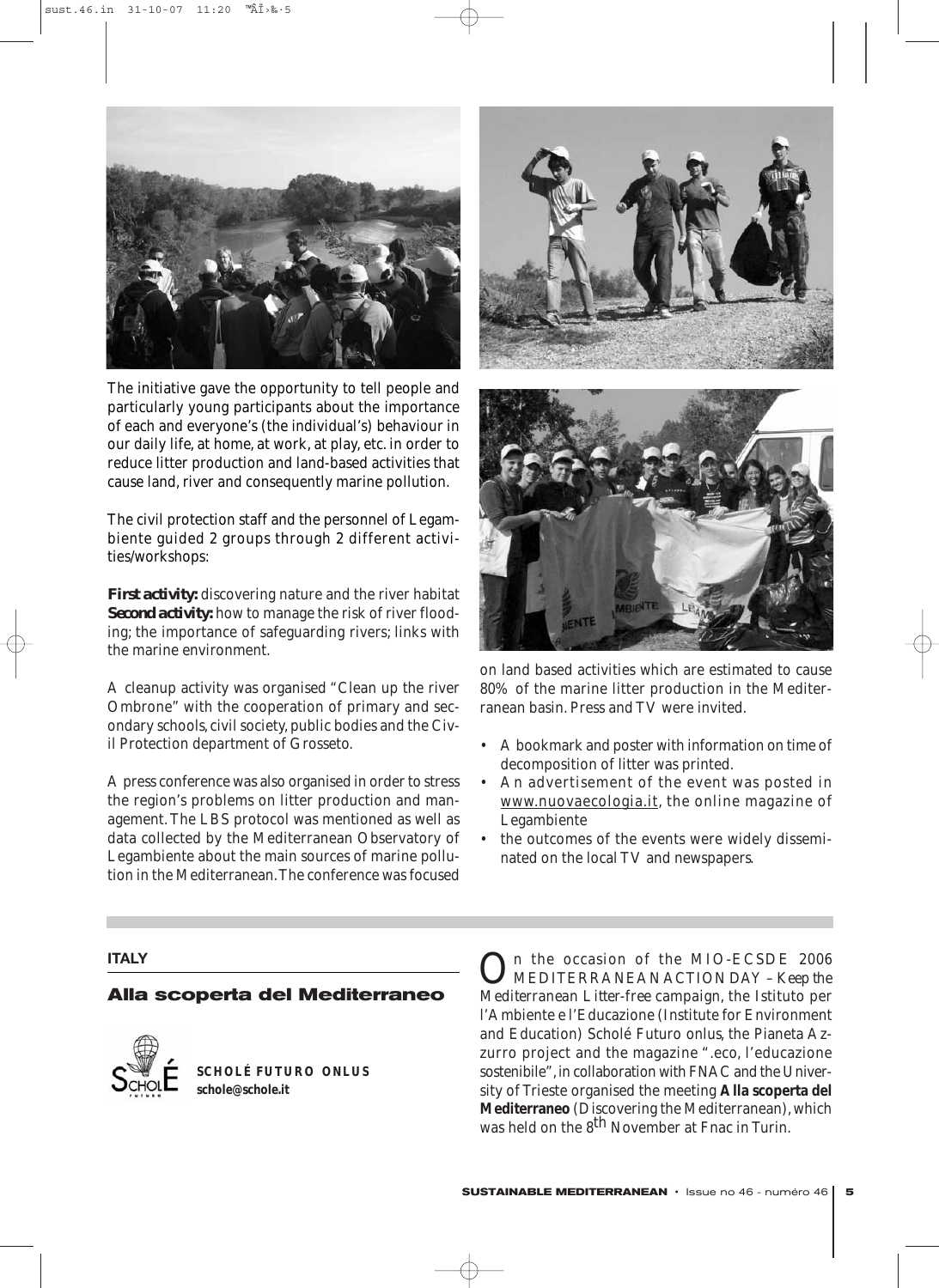The initiative gave the opportunity to tell people and particularly young participants about the importance of each and everyone's (the individual's) behaviour in our daily life, at home, at work, at play, etc. in order to reduce litter production and land-based activities that cause land, river and consequently marine pollution.

The civil protection staff and the personnel of Legambiente guided 2 groups through 2 different activities/workshops:

**First activity:** discovering nature and the river habitat
**Second activity:** how to manage the risk of river flooding; the importance of safeguarding rivers; links with the marine environment.

A cleanup activity was organised "Clean up the river Ombrone" with the cooperation of primary and secondary schools, civil society, public bodies and the Civil Protection department of Grosseto.

A press conference was also organised in order to stress the region's problems on litter production and management. The LBS protocol was mentioned as well as data collected by the Mediterranean Observatory of Legambiente about the main sources of marine pollution in the Mediterranean. The conference was focused on land based activities which are estimated to cause 80% of the marine litter production in the Mediterranean basin. Press and TV were invited.

- A bookmark and poster with information on time of decomposition of litter was printed.
- An advertisement of the event was posted in www.nuovaecologia.it, the online magazine of Legambiente
- the outcomes of the events were widely disseminated on the local TV and newspapers.

**ITALY**

## Alla scoperta del Mediterraneo

**SCHOLÉ FUTURO ONLUS**
**schole@schole.it**

On the occasion of the MIO-ECSDE 2006 MEDITERRANEAN ACTION DAY – *Keep the Mediterranean Litter-free campaign*, the Istituto per l'Ambiente e l'Educazione (Institute for Environment and Education) Scholé Futuro onlus, the Pianeta Azzurro project and the magazine ".eco, l'educazione sostenibile", in collaboration with FNAC and the University of Trieste organised the meeting **Alla scoperta del Mediterraneo** (Discovering the Mediterranean), which was held on the 8th November at Fnac in Turin.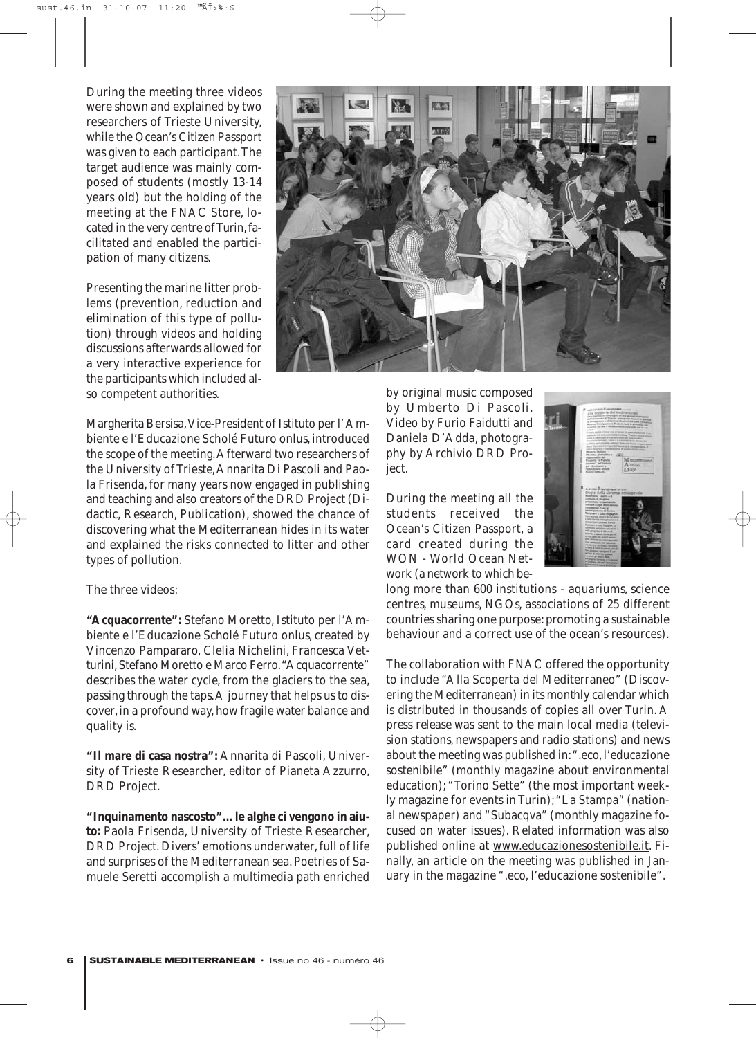During the meeting three videos were shown and explained by two researchers of Trieste University, while the Ocean's Citizen Passport was given to each participant. The target audience was mainly composed of students (mostly 13-14 years old) but the holding of the meeting at the FNAC Store, located in the very centre of Turin, facilitated and enabled the participation of many citizens.

Presenting the marine litter problems (prevention, reduction and elimination of this type of pollution) through videos and holding discussions afterwards allowed for a very interactive experience for the participants which included also competent authorities.

Margherita Bersisa, Vice-President of Istituto per l'Ambiente e l'Educazione Scholé Futuro onlus, introduced the scope of the meeting. Afterward two researchers of the University of Trieste, Annarita Di Pascoli and Paola Frisenda, for many years now engaged in publishing and teaching and also creators of the DRD Project (Didactic, Research, Publication), showed the chance of discovering what the Mediterranean hides in its water and explained the risks connected to litter and other types of pollution.

The three videos:

**"Acquacorrente":** Stefano Moretto, Istituto per l'Ambiente e l'Educazione Scholé Futuro onlus, created by Vincenzo Pampararo, Clelia Nichelini, Francesca Vetturini, Stefano Moretto e Marco Ferro. "Acquacorrente" describes the water cycle, from the glaciers to the sea, passing through the taps. A journey that helps us to discover, in a profound way, how fragile water balance and quality is.

**"Il mare di casa nostra":** Annarita di Pascoli, University of Trieste Researcher, editor of Pianeta Azzurro, DRD Project.

**"Inquinamento nascosto"... le alghe ci vengono in aiuto:** Paola Frisenda, University of Trieste Researcher, DRD Project. Divers' emotions underwater, full of life and surprises of the Mediterranean sea. Poetries of Samuele Seretti accomplish a multimedia path enriched by original music composed by Umberto Di Pascoli. Video by Furio Faidutti and Daniela D'Adda, photography by Archivio DRD Project.

During the meeting all the students received the Ocean's Citizen Passport, a card created during the WON - World Ocean Network (a network to which belong more than 600 institutions - aquariums, science centres, museums, NGOs, associations of 25 different countries sharing one purpose: promoting a sustainable behaviour and a correct use of the ocean's resources).

The collaboration with FNAC offered the opportunity to include "Alla Scoperta del Mediterraneo" (Discovering the Mediterranean) in its monthly calendar which is distributed in thousands of copies all over Turin. A press release was sent to the main local media (television stations, newspapers and radio stations) and news about the meeting was published in: ".eco, l'educazione sostenibile" (monthly magazine about environmental education); "Torino Sette" (the most important weekly magazine for events in Turin); "La Stampa" (national newspaper) and "Subacqva" (monthly magazine focused on water issues). Related information was also published online at www.educazionesostenibile.it. Finally, an article on the meeting was published in January in the magazine ".eco, l'educazione sostenibile".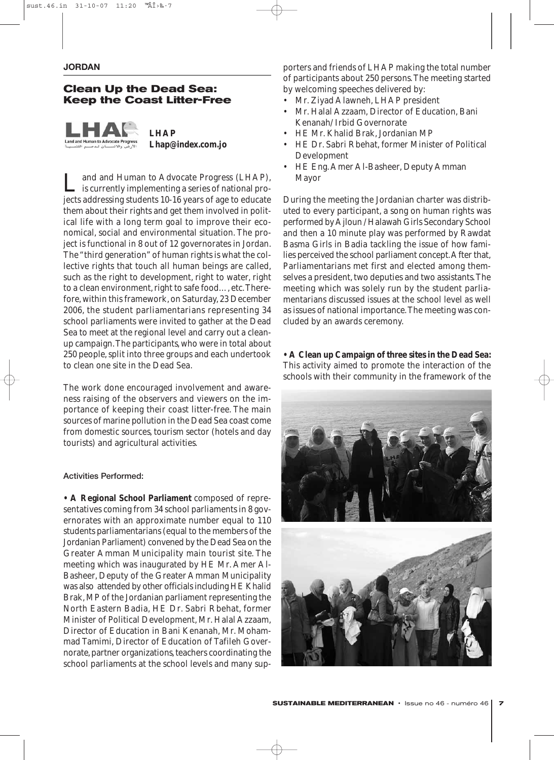JORDAN

## Clean Up the Dead Sea: Keep the Coast Litter-Free

**LHAP**
**Lhap@index.com.jo**

Land and Human to Advocate Progress (LHAP), is currently implementing a series of national projects addressing students 10-16 years of age to educate them about their rights and get them involved in political life with a long term goal to improve their economical, social and environmental situation. The project is functional in 8 out of 12 governorates in Jordan. The "third generation" of human rights is what the collective rights that touch all human beings are called, such as the right to development, right to water, right to a clean environment, right to safe food…, etc. Therefore, within this framework, on Saturday, 23 December 2006, the student parliamentarians representing 34 school parliaments were invited to gather at the Dead Sea to meet at the regional level and carry out a clean-up campaign. The participants, who were in total about 250 people, split into three groups and each undertook to clean one site in the Dead Sea.

The work done encouraged involvement and awareness raising of the observers and viewers on the importance of keeping their coast litter-free. The main sources of marine pollution in the Dead Sea coast come from domestic sources, tourism sector (hotels and day tourists) and agricultural activities.

### Activities Performed:

**• A Regional School Parliament** composed of representatives coming from 34 school parliaments in 8 governorates with an approximate number equal to 110 students parliamentarians (equal to the members of the Jordanian Parliament) convened by the Dead Sea on the Greater Amman Municipality main tourist site. The meeting which was inaugurated by HE Mr. Amer Al-Basheer, Deputy of the Greater Amman Municipality was also attended by other officials including HE Khalid Brak, MP of the Jordanian parliament representing the North Eastern Badia, HE Dr. Sabri Rbehat, former Minister of Political Development, Mr. Halal Azzaam, Director of Education in Bani Kenanah, Mr. Mohammad Tamimi, Director of Education of Tafileh Governorate, partner organizations, teachers coordinating the school parliaments at the school levels and many supporters and friends of LHAP making the total number of participants about 250 persons. The meeting started by welcoming speeches delivered by:

- Mr. Ziyad Alawneh, LHAP president
- Mr. Halal Azzaam, Director of Education, Bani Kenanah/Irbid Governorate
- HE Mr. Khalid Brak, Jordanian MP
- HE Dr. Sabri Rbehat, former Minister of Political Development
- HE Eng. Amer Al-Basheer, Deputy Amman Mayor

During the meeting the Jordanian charter was distributed to every participant, a song on human rights was performed by Ajloun/Halawah Girls Secondary School and then a 10 minute play was performed by Rawdat Basma Girls in Badia tackling the issue of how families perceived the school parliament concept. After that, Parliamentarians met first and elected among themselves a president, two deputies and two assistants. The meeting which was solely run by the student parliamentarians discussed issues at the school level as well as issues of national importance. The meeting was concluded by an awards ceremony.

**• A Clean up Campaign of three sites in the Dead Sea:** This activity aimed to promote the interaction of the schools with their community in the framework of the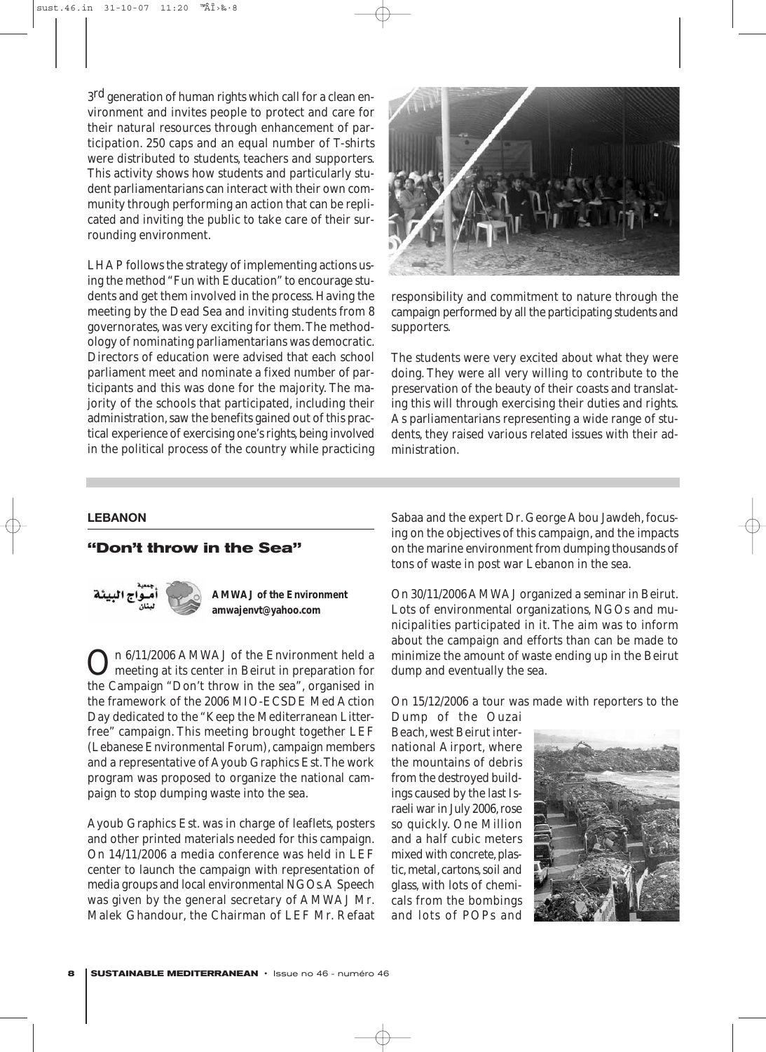3rd generation of human rights which call for a clean environment and invites people to protect and care for their natural resources through enhancement of participation. 250 caps and an equal number of T-shirts were distributed to students, teachers and supporters. This activity shows how students and particularly student parliamentarians can interact with their own community through performing an action that can be replicated and inviting the public to take care of their surrounding environment.

LHAP follows the strategy of implementing actions using the method "Fun with Education" to encourage students and get them involved in the process. Having the meeting by the Dead Sea and inviting students from 8 governorates, was very exciting for them. The methodology of nominating parliamentarians was democratic. Directors of education were advised that each school parliament meet and nominate a fixed number of participants and this was done for the majority. The majority of the schools that participated, including their administration, saw the benefits gained out of this practical experience of exercising one's rights, being involved in the political process of the country while practicing responsibility and commitment to nature through the campaign performed by all the participating students and supporters.

The students were very excited about what they were doing. They were all very willing to contribute to the preservation of the beauty of their coasts and translating this will through exercising their duties and rights. As parliamentarians representing a wide range of students, they raised various related issues with their administration.

**LEBANON**

## "Don't throw in the Sea"

جمعية أمواج البيئة لبنان

**AMWAJ of the Environment**
**amwajenvt@yahoo.com**

On 6/11/2006 AMWAJ of the Environment held a meeting at its center in Beirut in preparation for the Campaign "Don't throw in the sea", organised in the framework of the 2006 MIO-ECSDE Med Action Day dedicated to the "Keep the Mediterranean Litter-free" campaign. This meeting brought together LEF (Lebanese Environmental Forum), campaign members and a representative of Ayoub Graphics Est. The work program was proposed to organize the national campaign to stop dumping waste into the sea.

Ayoub Graphics Est. was in charge of leaflets, posters and other printed materials needed for this campaign. On 14/11/2006 a media conference was held in LEF center to launch the campaign with representation of media groups and local environmental NGOs. A Speech was given by the general secretary of AMWAJ Mr. Malek Ghandour, the Chairman of LEF Mr. Refaat Sabaa and the expert Dr. George Abou Jawdeh, focusing on the objectives of this campaign, and the impacts on the marine environment from dumping thousands of tons of waste in post war Lebanon in the sea.

On 30/11/2006 AMWAJ organized a seminar in Beirut. Lots of environmental organizations, NGOs and municipalities participated in it. The aim was to inform about the campaign and efforts than can be made to minimize the amount of waste ending up in the Beirut dump and eventually the sea.

On 15/12/2006 a tour was made with reporters to the Dump of the Ouzai Beach, west Beirut international Airport, where the mountains of debris from the destroyed buildings caused by the last Israeli war in July 2006, rose so quickly. One Million and a half cubic meters mixed with concrete, plastic, metal, cartons, soil and glass, with lots of chemicals from the bombings and lots of POPs and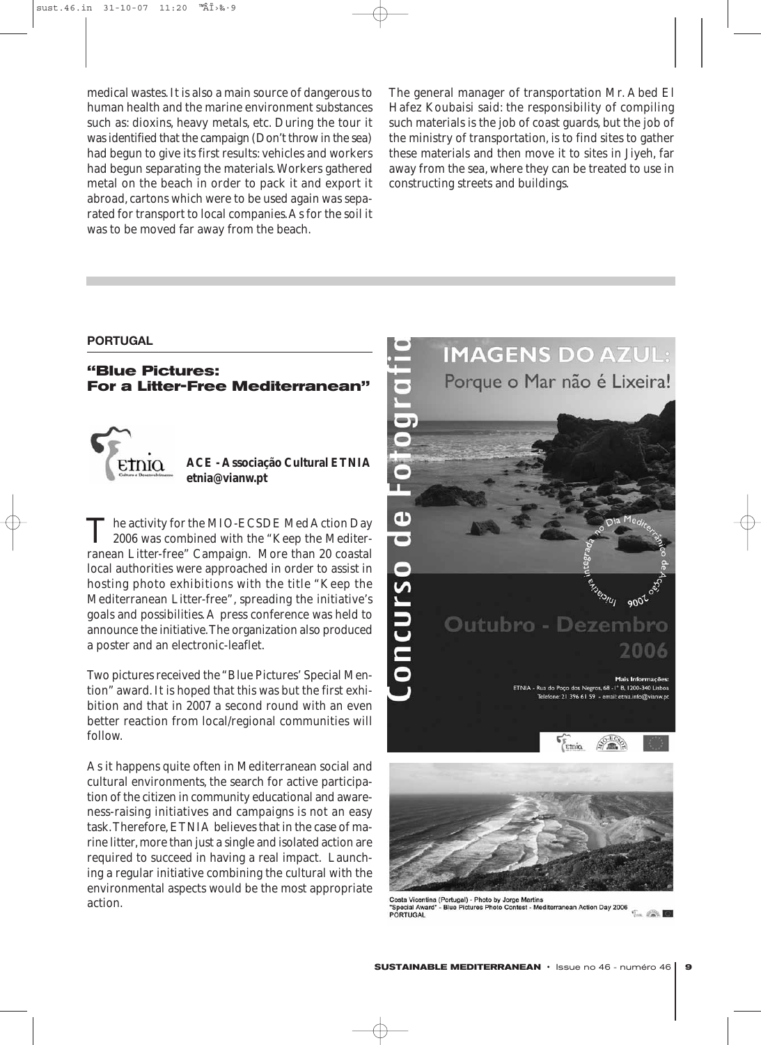medical wastes. It is also a main source of dangerous to human health and the marine environment substances such as: dioxins, heavy metals, etc. During the tour it was identified that the campaign (Don't throw in the sea) had begun to give its first results: vehicles and workers had begun separating the materials. Workers gathered metal on the beach in order to pack it and export it abroad, cartons which were to be used again was separated for transport to local companies. As for the soil it was to be moved far away from the beach.

The general manager of transportation Mr. Abed El Hafez Koubaisi said: the responsibility of compiling such materials is the job of coast guards, but the job of the ministry of transportation, is to find sites to gather these materials and then move it to sites in Jiyeh, far away from the sea, where they can be treated to use in constructing streets and buildings.

**PORTUGAL**

## "Blue Pictures: For a Litter-Free Mediterranean"

**ACE - Associação Cultural ETNIA**
**etnia@vianw.pt**

The activity for the MIO-ECSDE Med Action Day 2006 was combined with the "Keep the Mediterranean Litter-free" Campaign. More than 20 coastal local authorities were approached in order to assist in hosting photo exhibitions with the title "Keep the Mediterranean Litter-free", spreading the initiative's goals and possibilities. A press conference was held to announce the initiative. The organization also produced a poster and an electronic-leaflet.

Two pictures received the "Blue Pictures' Special Mention" award. It is hoped that this was but the first exhibition and that in 2007 a second round with an even better reaction from local/regional communities will follow.

As it happens quite often in Mediterranean social and cultural environments, the search for active participation of the citizen in community educational and awareness-raising initiatives and campaigns is not an easy task. Therefore, ETNIA believes that in the case of marine litter, more than just a single and isolated action are required to succeed in having a real impact. Launching a regular initiative combining the cultural with the environmental aspects would be the most appropriate action.

Costa Vicentina (Portugal) - Photo by Jorge Martins
"Special Award" - Blue Pictures Photo Contest - Mediterranean Action Day 2006
PORTUGAL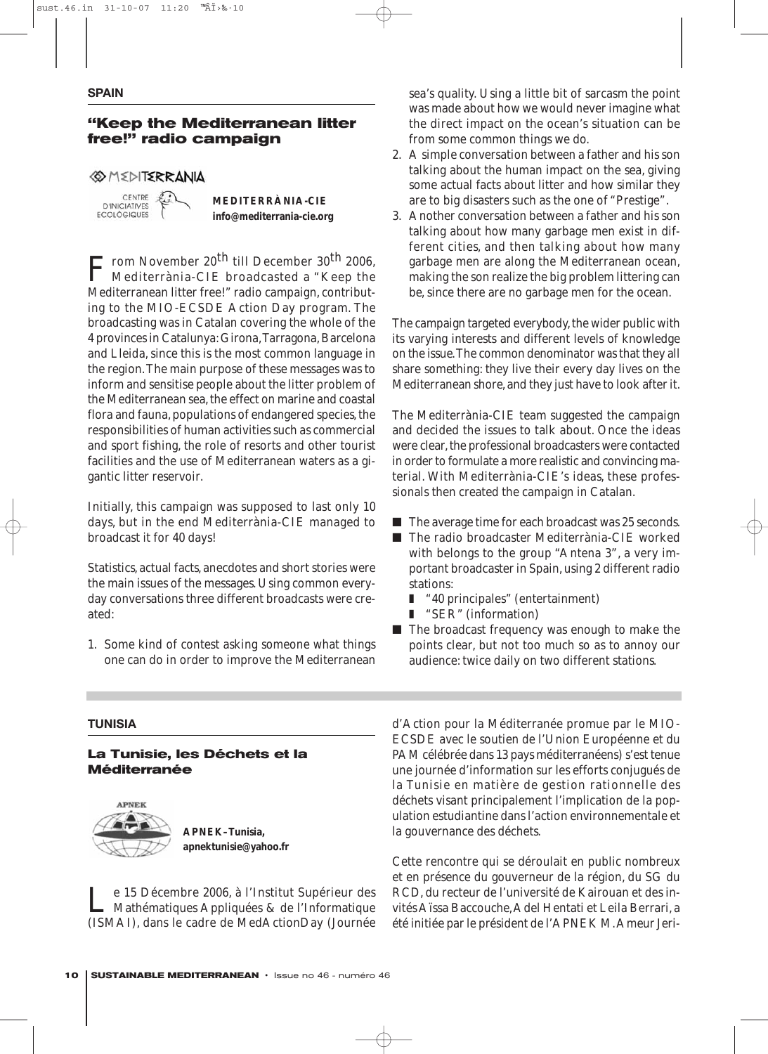**SPAIN**

## "Keep the Mediterranean litter free!" radio campaign

**MEDITERRÀNIA-CIE**
**info@mediterrania-cie.org**

From November 20th till December 30th 2006, Mediterrània-CIE broadcasted a "Keep the Mediterranean litter free!" radio campaign, contributing to the MIO-ECSDE Action Day program. The broadcasting was in Catalan covering the whole of the 4 provinces in Catalunya: Girona, Tarragona, Barcelona and Lleida, since this is the most common language in the region. The main purpose of these messages was to inform and sensitise people about the litter problem of the Mediterranean sea, the effect on marine and coastal flora and fauna, populations of endangered species, the responsibilities of human activities such as commercial and sport fishing, the role of resorts and other tourist facilities and the use of Mediterranean waters as a gigantic litter reservoir.

Initially, this campaign was supposed to last only 10 days, but in the end Mediterrània-CIE managed to broadcast it for 40 days!

Statistics, actual facts, anecdotes and short stories were the main issues of the messages. Using common everyday conversations three different broadcasts were created:

1. Some kind of contest asking someone what things one can do in order to improve the Mediterranean sea's quality. Using a little bit of sarcasm the point was made about how we would never imagine what the direct impact on the ocean's situation can be from some common things we do.
2. A simple conversation between a father and his son talking about the human impact on the sea, giving some actual facts about litter and how similar they are to big disasters such as the one of "Prestige".
3. Another conversation between a father and his son talking about how many garbage men exist in different cities, and then talking about how many garbage men are along the Mediterranean ocean, making the son realize the big problem littering can be, since there are no garbage men for the ocean.

The campaign targeted everybody, the wider public with its varying interests and different levels of knowledge on the issue. The common denominator was that they all share something: they live their every day lives on the Mediterranean shore, and they just have to look after it.

The Mediterrània-CIE team suggested the campaign and decided the issues to talk about. Once the ideas were clear, the professional broadcasters were contacted in order to formulate a more realistic and convincing material. With Mediterrània-CIE's ideas, these professionals then created the campaign in Catalan.

- The average time for each broadcast was 25 seconds.
- The radio broadcaster Mediterrània-CIE worked with belongs to the group "Antena 3", a very important broadcaster in Spain, using 2 different radio stations:
  - "40 principales" (entertainment)
  - "SER" (information)
- The broadcast frequency was enough to make the points clear, but not too much so as to annoy our audience: twice daily on two different stations.

**TUNISIA**

## La Tunisie, les Déchets et la Méditerranée

**APNEK-Tunisia,**
**apnektunisie@yahoo.fr**

Le 15 Décembre 2006, à l'Institut Supérieur des Mathématiques Appliquées & de l'Informatique (ISMAI), dans le cadre de MedActionDay (Journée d'Action pour la Méditerranée promue par le MIO-ECSDE avec le soutien de l'Union Européenne et du PAM célébrée dans 13 pays méditerranéens) s'est tenue une journée d'information sur les efforts conjugués de la Tunisie en matière de gestion rationnelle des déchets visant principalement l'implication de la population estudiantine dans l'action environnementale et la gouvernance des déchets.

Cette rencontre qui se déroulait en public nombreux et en présence du gouverneur de la région, du SG du RCD, du recteur de l'université de Kairouan et des invités Aïssa Baccouche, Adel Hentati et Leila Berrari, a été initiée par le président de l'APNEK M. Ameur Jeri-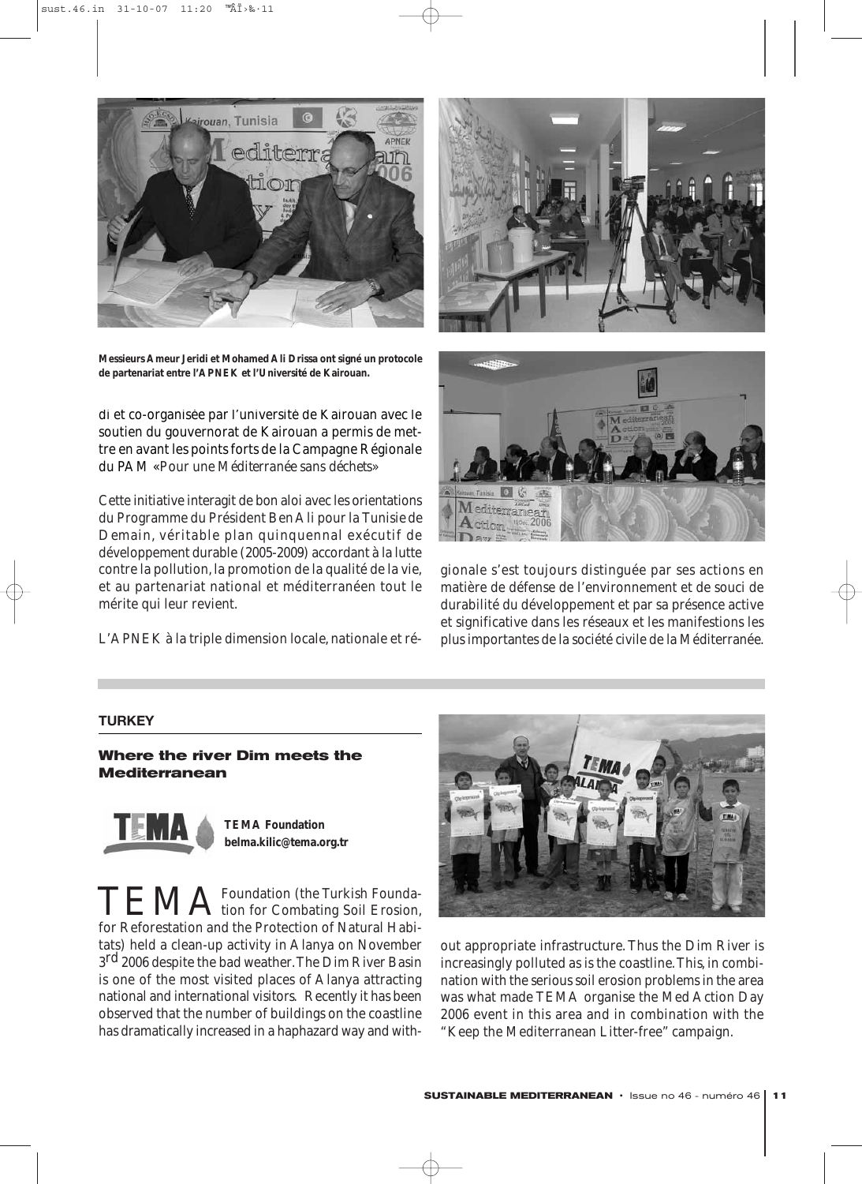Messieurs Ameur Jeridi et Mohamed Ali Drissa ont signé un protocole de partenariat entre l'APNEK et l'Université de Kairouan.

di et co-organisée par l'université de Kairouan avec le soutien du gouvernorat de Kairouan a permis de mettre en avant les points forts de la Campagne Régionale du PAM «Pour une Méditerranée sans déchets»

Cette initiative interagit de bon aloi avec les orientations du Programme du Président Ben Ali pour la Tunisie de Demain, véritable plan quinquennal exécutif de développement durable (2005-2009) accordant à la lutte contre la pollution, la promotion de la qualité de la vie, et au partenariat national et méditerranéen tout le mérite qui leur revient.

L'APNEK à la triple dimension locale, nationale et régionale s'est toujours distinguée par ses actions en matière de défense de l'environnement et de souci de durabilité du développement et par sa présence active et significative dans les réseaux et les manifestions les plus importantes de la société civile de la Méditerranée.

**TURKEY**

## Where the river Dim meets the Mediterranean

**TEMA Foundation**
**belma.kilic@tema.org.tr**

TEMA Foundation (the Turkish Foundation for Combating Soil Erosion, for Reforestation and the Protection of Natural Habitats) held a clean-up activity in Alanya on November 3rd 2006 despite the bad weather. The Dim River Basin is one of the most visited places of Alanya attracting national and international visitors. Recently it has been observed that the number of buildings on the coastline has dramatically increased in a haphazard way and without appropriate infrastructure. Thus the Dim River is increasingly polluted as is the coastline. This, in combination with the serious soil erosion problems in the area was what made TEMA organise the Med Action Day 2006 event in this area and in combination with the "Keep the Mediterranean Litter-free" campaign.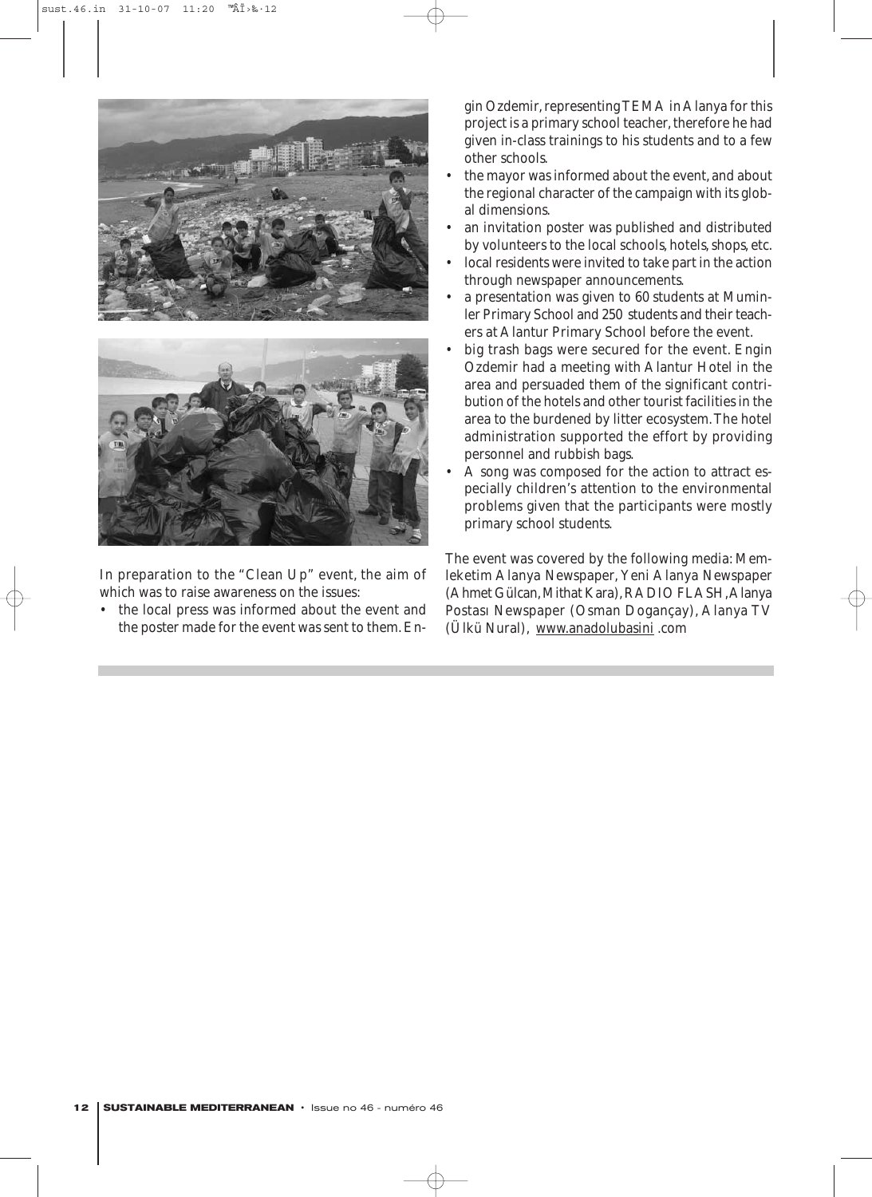In preparation to the "Clean Up" event, the aim of which was to raise awareness on the issues:

- the local press was informed about the event and the poster made for the event was sent to them. Engin Ozdemir, representing TEMA in Alanya for this project is a primary school teacher, therefore he had given in-class trainings to his students and to a few other schools.
- the mayor was informed about the event, and about the regional character of the campaign with its global dimensions.
- an invitation poster was published and distributed by volunteers to the local schools, hotels, shops, etc.
- local residents were invited to take part in the action through newspaper announcements.
- a presentation was given to 60 students at Muminler Primary School and 250 students and their teachers at Alantur Primary School before the event.
- big trash bags were secured for the event. Engin Ozdemir had a meeting with Alantur Hotel in the area and persuaded them of the significant contribution of the hotels and other tourist facilities in the area to the burdened by litter ecosystem. The hotel administration supported the effort by providing personnel and rubbish bags.
- A song was composed for the action to attract especially children's attention to the environmental problems given that the participants were mostly primary school students.

The event was covered by the following media: Memleketim Alanya Newspaper, Yeni Alanya Newspaper (Ahmet Gülcan, Mithat Kara), RADIO FLASH, Alanya Postası Newspaper (Osman Dogançay), Alanya TV (Ülkü Nural), www.anadolubasini .com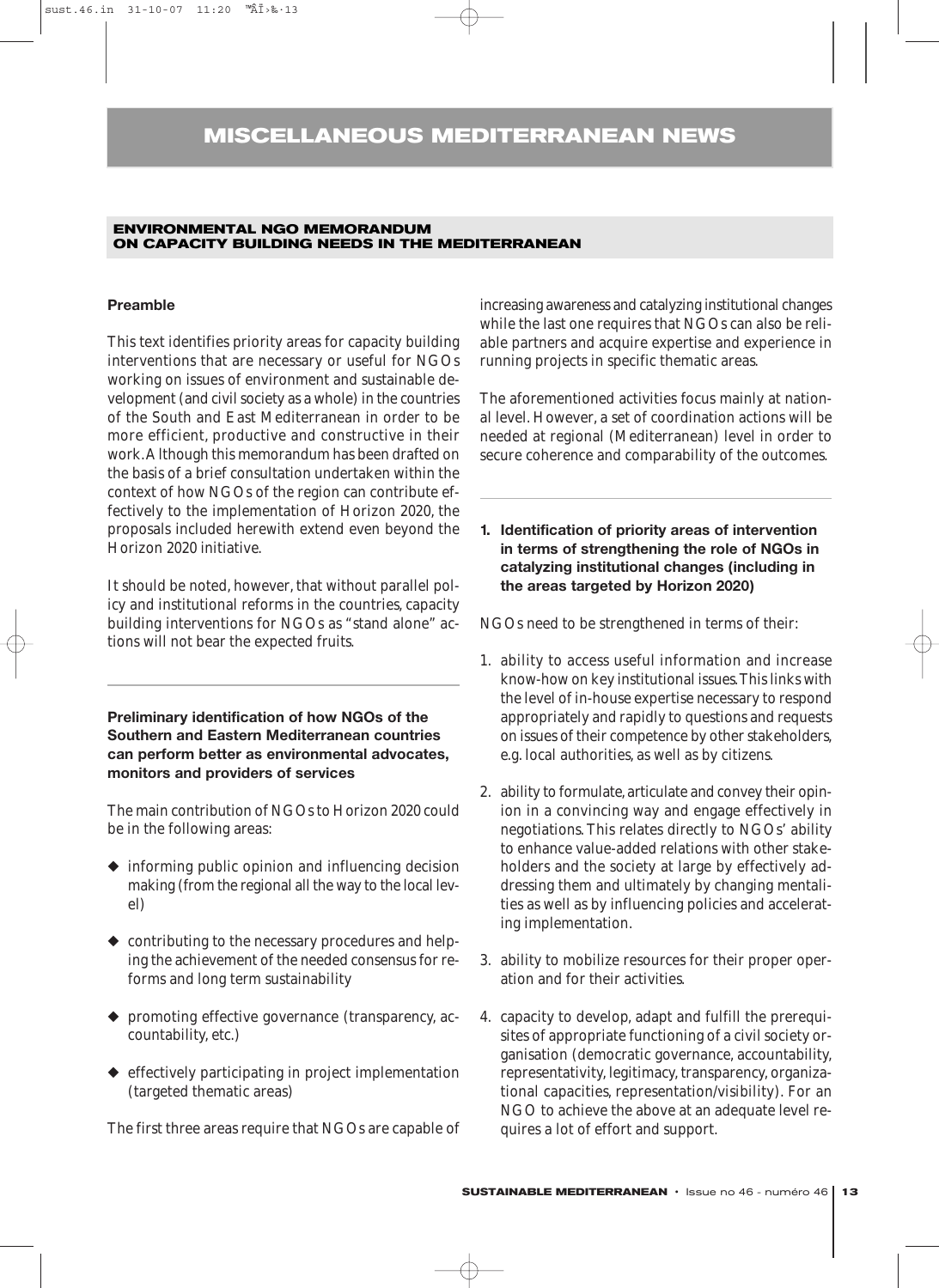# MISCELLANEOUS MEDITERRANEAN NEWS

## ENVIRONMENTAL NGO MEMORANDUM ON CAPACITY BUILDING NEEDS IN THE MEDITERRANEAN

### Preamble

This text identifies priority areas for capacity building interventions that are necessary or useful for NGOs working on issues of environment and sustainable development (and civil society as a whole) in the countries of the South and East Mediterranean in order to be more efficient, productive and constructive in their work. Although this memorandum has been drafted on the basis of a brief consultation undertaken within the context of how NGOs of the region can contribute effectively to the implementation of Horizon 2020, the proposals included herewith extend even beyond the Horizon 2020 initiative.

It should be noted, however, that without parallel policy and institutional reforms in the countries, capacity building interventions for NGOs as "stand alone" actions will not bear the expected fruits.

### Preliminary identification of how NGOs of the Southern and Eastern Mediterranean countries can perform better as environmental advocates, monitors and providers of services

The main contribution of NGOs to Horizon 2020 could be in the following areas:

- informing public opinion and influencing decision making (from the regional all the way to the local level)
- contributing to the necessary procedures and helping the achievement of the needed consensus for reforms and long term sustainability
- promoting effective governance (transparency, accountability, etc.)
- effectively participating in project implementation (targeted thematic areas)

The first three areas require that NGOs are capable of increasing awareness and catalyzing institutional changes while the last one requires that NGOs can also be reliable partners and acquire expertise and experience in running projects in specific thematic areas.

The aforementioned activities focus mainly at national level. However, a set of coordination actions will be needed at regional (Mediterranean) level in order to secure coherence and comparability of the outcomes.

### 1. Identification of priority areas of intervention in terms of strengthening the role of NGOs in catalyzing institutional changes (including in the areas targeted by Horizon 2020)

NGOs need to be strengthened in terms of their:

1. ability to access useful information and increase know-how on key institutional issues. This links with the level of in-house expertise necessary to respond appropriately and rapidly to questions and requests on issues of their competence by other stakeholders, e.g. local authorities, as well as by citizens.
2. ability to formulate, articulate and convey their opinion in a convincing way and engage effectively in negotiations. This relates directly to NGOs' ability to enhance value-added relations with other stakeholders and the society at large by effectively addressing them and ultimately by changing mentalities as well as by influencing policies and accelerating implementation.
3. ability to mobilize resources for their proper operation and for their activities.
4. capacity to develop, adapt and fulfill the prerequisites of appropriate functioning of a civil society organisation (democratic governance, accountability, representativity, legitimacy, transparency, organizational capacities, representation/visibility). For an NGO to achieve the above at an adequate level requires a lot of effort and support.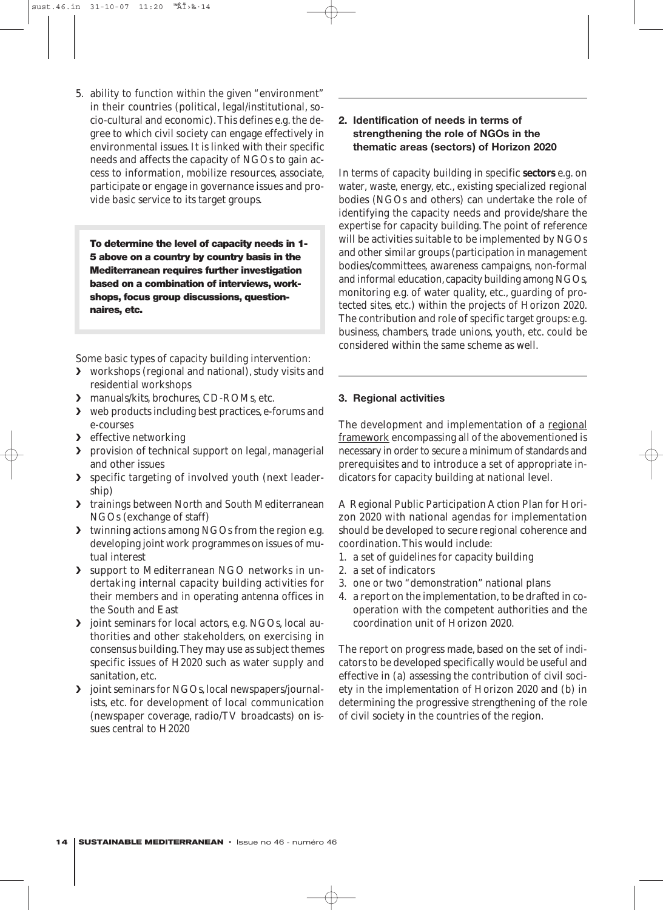5. ability to function within the given "environment" in their countries (political, legal/institutional, socio-cultural and economic). This defines e.g. the degree to which civil society can engage effectively in environmental issues. It is linked with their specific needs and affects the capacity of NGOs to gain access to information, mobilize resources, associate, participate or engage in governance issues and provide basic service to its target groups.

**To determine the level of capacity needs in 1-5 above on a country by country basis in the Mediterranean requires further investigation based on a combination of interviews, workshops, focus group discussions, questionnaires, etc.**

Some basic types of capacity building intervention:

- workshops (regional and national), study visits and residential workshops
- manuals/kits, brochures, CD-ROMs, etc.
- web products including best practices, e-forums and e-courses
- effective networking
- provision of technical support on legal, managerial and other issues
- specific targeting of involved youth (next leadership)
- trainings between North and South Mediterranean NGOs (exchange of staff)
- twinning actions among NGOs from the region e.g. developing joint work programmes on issues of mutual interest
- support to Mediterranean NGO networks in undertaking internal capacity building activities for their members and in operating antenna offices in the South and East
- joint seminars for local actors, e.g. NGOs, local authorities and other stakeholders, on exercising in consensus building. They may use as subject themes specific issues of H2020 such as water supply and sanitation, etc.
- joint seminars for NGOs, local newspapers/journalists, etc. for development of local communication (newspaper coverage, radio/TV broadcasts) on issues central to H2020

### 2. Identification of needs in terms of strengthening the role of NGOs in the thematic areas (sectors) of Horizon 2020

In terms of capacity building in specific **sectors** e.g. on water, waste, energy, etc., existing specialized regional bodies (NGOs and others) can undertake the role of identifying the capacity needs and provide/share the expertise for capacity building. The point of reference will be activities suitable to be implemented by NGOs and other similar groups (participation in management bodies/committees, awareness campaigns, non-formal and informal education, capacity building among NGOs, monitoring e.g. of water quality, etc., guarding of protected sites, etc.) within the projects of Horizon 2020. The contribution and role of specific target groups: e.g. business, chambers, trade unions, youth, etc. could be considered within the same scheme as well.

### 3. Regional activities

The development and implementation of a regional framework encompassing all of the abovementioned is necessary in order to secure a minimum of standards and prerequisites and to introduce a set of appropriate indicators for capacity building at national level.

A Regional Public Participation Action Plan for Horizon 2020 with national agendas for implementation should be developed to secure regional coherence and coordination. This would include:

1. a set of guidelines for capacity building
2. a set of indicators
3. one or two "demonstration" national plans
4. a report on the implementation, to be drafted in cooperation with the competent authorities and the coordination unit of Horizon 2020.

The report on progress made, based on the set of indicators to be developed specifically would be useful and effective in (a) assessing the contribution of civil society in the implementation of Horizon 2020 and (b) in determining the progressive strengthening of the role of civil society in the countries of the region.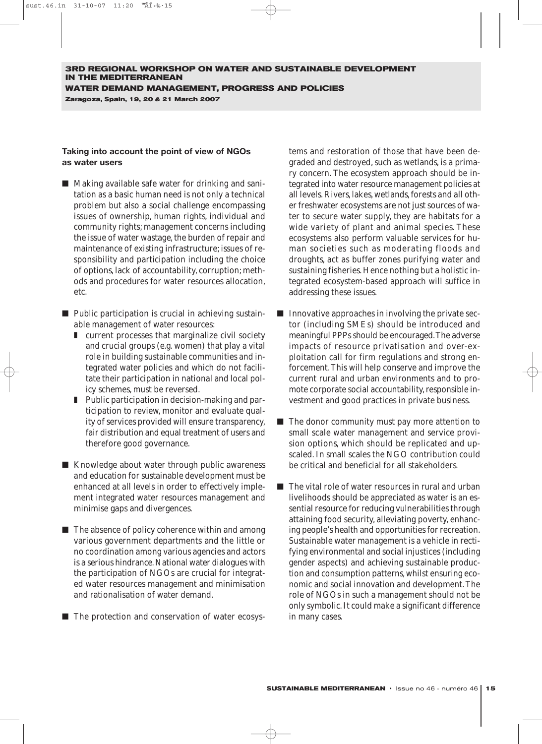## Taking into account the point of view of NGOs as water users

- Making available safe water for drinking and sanitation as a basic human need is not only a technical problem but also a social challenge encompassing issues of ownership, human rights, individual and community rights; management concerns including the issue of water wastage, the burden of repair and maintenance of existing infrastructure; issues of responsibility and participation including the choice of options, lack of accountability, corruption; methods and procedures for water resources allocation, etc.

- Public participation is crucial in achieving sustainable management of water resources:
  - current processes that marginalize civil society and crucial groups (e.g. women) that play a vital role in building sustainable communities and integrated water policies and which do not facilitate their participation in national and local policy schemes, must be reversed.
  - Public participation in decision-making and participation to review, monitor and evaluate quality of services provided will ensure transparency, fair distribution and equal treatment of users and therefore good governance.

- Knowledge about water through public awareness and education for sustainable development must be enhanced at all levels in order to effectively implement integrated water resources management and minimise gaps and divergences.

- The absence of policy coherence within and among various government departments and the little or no coordination among various agencies and actors is a serious hindrance. National water dialogues with the participation of NGOs are crucial for integrated water resources management and minimisation and rationalisation of water demand.

- The protection and conservation of water ecosystems and restoration of those that have been degraded and destroyed, such as wetlands, is a primary concern. The ecosystem approach should be integrated into water resource management policies at all levels. Rivers, lakes, wetlands, forests and all other freshwater ecosystems are not just sources of water to secure water supply, they are habitats for a wide variety of plant and animal species. These ecosystems also perform valuable services for human societies such as moderating floods and droughts, act as buffer zones purifying water and sustaining fisheries. Hence nothing but a holistic integrated ecosystem-based approach will suffice in addressing these issues.

- Innovative approaches in involving the private sector (including SMEs) should be introduced and meaningful PPPs should be encouraged. The adverse impacts of resource privatisation and over-exploitation call for firm regulations and strong enforcement. This will help conserve and improve the current rural and urban environments and to promote corporate social accountability, responsible investment and good practices in private business.

- The donor community must pay more attention to small scale water management and service provision options, which should be replicated and upscaled. In small scales the NGO contribution could be critical and beneficial for all stakeholders.

- The vital role of water resources in rural and urban livelihoods should be appreciated as water is an essential resource for reducing vulnerabilities through attaining food security, alleviating poverty, enhancing people's health and opportunities for recreation. Sustainable water management is a vehicle in rectifying environmental and social injustices (including gender aspects) and achieving sustainable production and consumption patterns, whilst ensuring economic and social innovation and development. The role of NGOs in such a management should not be only symbolic. It could make a significant difference in many cases.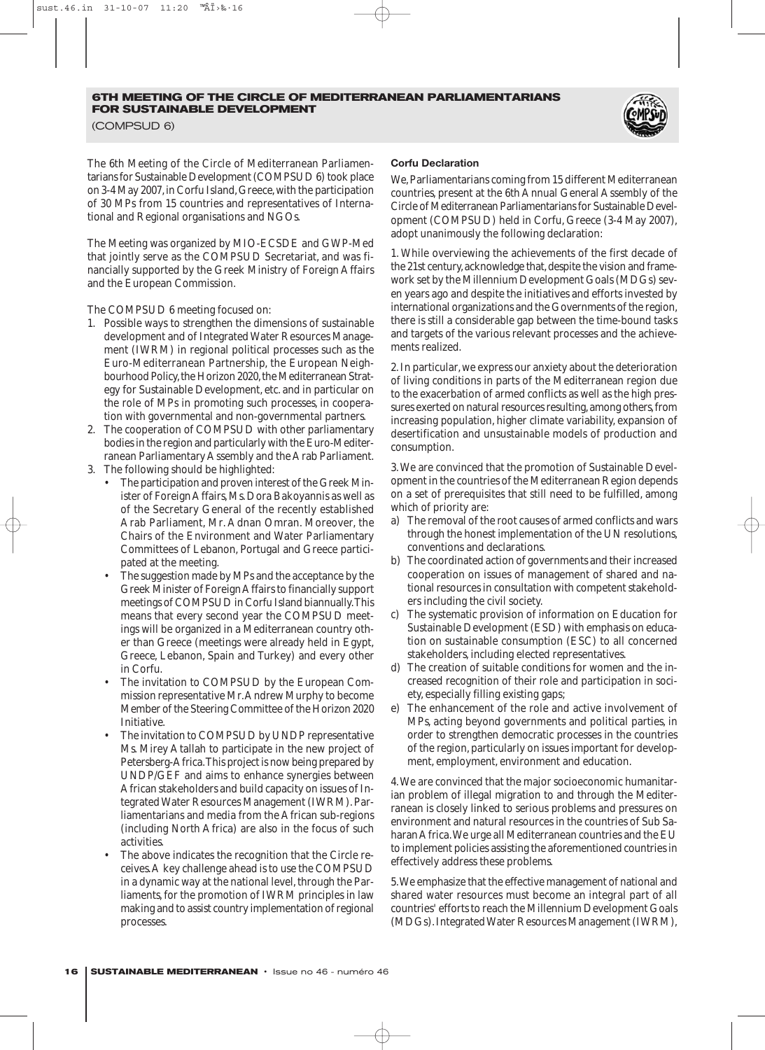# 6TH MEETING OF THE CIRCLE OF MEDITERRANEAN PARLIAMENTARIANS FOR SUSTAINABLE DEVELOPMENT

(COMPSUD 6)

The 6th Meeting of the Circle of Mediterranean Parliamentarians for Sustainable Development (COMPSUD 6) took place on 3-4 May 2007, in Corfu Island, Greece, with the participation of 30 MPs from 15 countries and representatives of International and Regional organisations and NGOs.

The Meeting was organized by MIO-ECSDE and GWP-Med that jointly serve as the COMPSUD Secretariat, and was financially supported by the Greek Ministry of Foreign Affairs and the European Commission.

The COMPSUD 6 meeting focused on:

1. Possible ways to strengthen the dimensions of sustainable development and of Integrated Water Resources Management (IWRM) in regional political processes such as the Euro-Mediterranean Partnership, the European Neighbourhood Policy, the Horizon 2020, the Mediterranean Strategy for Sustainable Development, etc. and in particular on the role of MPs in promoting such processes, in cooperation with governmental and non-governmental partners.
2. The cooperation of COMPSUD with other parliamentary bodies in the region and particularly with the Euro-Mediterranean Parliamentary Assembly and the Arab Parliament.
3. The following should be highlighted:
   - The participation and proven interest of the Greek Minister of Foreign Affairs, Ms. Dora Bakoyannis as well as of the Secretary General of the recently established Arab Parliament, Mr. Adnan Omran. Moreover, the Chairs of the Environment and Water Parliamentary Committees of Lebanon, Portugal and Greece participated at the meeting.
   - The suggestion made by MPs and the acceptance by the Greek Minister of Foreign Affairs to financially support meetings of COMPSUD in Corfu Island biannually. This means that every second year the COMPSUD meetings will be organized in a Mediterranean country other than Greece (meetings were already held in Egypt, Greece, Lebanon, Spain and Turkey) and every other in Corfu.
   - The invitation to COMPSUD by the European Commission representative Mr. Andrew Murphy to become Member of the Steering Committee of the Horizon 2020 Initiative.
   - The invitation to COMPSUD by UNDP representative Ms. Mirey Atallah to participate in the new project of Petersberg-Africa. This project is now being prepared by UNDP/GEF and aims to enhance synergies between African stakeholders and build capacity on issues of Integrated Water Resources Management (IWRM). Parliamentarians and media from the African sub-regions (including North Africa) are also in the focus of such activities.
   - The above indicates the recognition that the Circle receives. A key challenge ahead is to use the COMPSUD in a dynamic way at the national level, through the Parliaments, for the promotion of IWRM principles in law making and to assist country implementation of regional processes.

### Corfu Declaration

We, Parliamentarians coming from 15 different Mediterranean countries, present at the 6th Annual General Assembly of the Circle of Mediterranean Parliamentarians for Sustainable Development (COMPSUD) held in Corfu, Greece (3-4 May 2007), adopt unanimously the following declaration:

1. While overviewing the achievements of the first decade of the 21st century, acknowledge that, despite the vision and framework set by the Millennium Development Goals (MDGs) seven years ago and despite the initiatives and efforts invested by international organizations and the Governments of the region, there is still a considerable gap between the time-bound tasks and targets of the various relevant processes and the achievements realized.

2. In particular, we express our anxiety about the deterioration of living conditions in parts of the Mediterranean region due to the exacerbation of armed conflicts as well as the high pressures exerted on natural resources resulting, among others, from increasing population, higher climate variability, expansion of desertification and unsustainable models of production and consumption.

3. We are convinced that the promotion of Sustainable Development in the countries of the Mediterranean Region depends on a set of prerequisites that still need to be fulfilled, among which of priority are:

a) The removal of the root causes of armed conflicts and wars through the honest implementation of the UN resolutions, conventions and declarations.
b) The coordinated action of governments and their increased cooperation on issues of management of shared and national resources in consultation with competent stakeholders including the civil society.
c) The systematic provision of information on Education for Sustainable Development (ESD) with emphasis on education on sustainable consumption (ESC) to all concerned stakeholders, including elected representatives.
d) The creation of suitable conditions for women and the increased recognition of their role and participation in society, especially filling existing gaps;
e) The enhancement of the role and active involvement of MPs, acting beyond governments and political parties, in order to strengthen democratic processes in the countries of the region, particularly on issues important for development, employment, environment and education.

4. We are convinced that the major socioeconomic humanitarian problem of illegal migration to and through the Mediterranean is closely linked to serious problems and pressures on environment and natural resources in the countries of Sub Saharan Africa. We urge all Mediterranean countries and the EU to implement policies assisting the aforementioned countries in effectively address these problems.

5. We emphasize that the effective management of national and shared water resources must become an integral part of all countries' efforts to reach the Millennium Development Goals (MDGs). Integrated Water Resources Management (IWRM),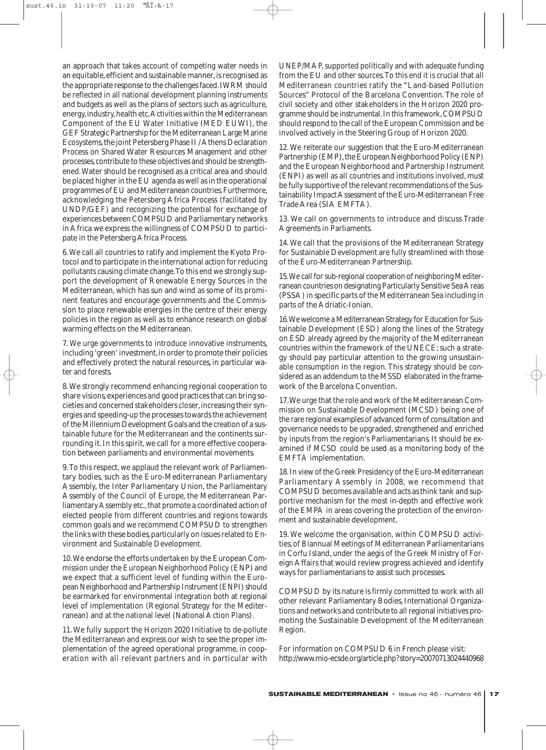an approach that takes account of competing water needs in an equitable, efficient and sustainable manner, is recognised as the appropriate response to the challenges faced. IWRM should be reflected in all national development planning instruments and budgets as well as the plans of sectors such as agriculture, energy, industry, health etc. Activities within the Mediterranean Component of the EU Water Initiative (MED EUWI), the GEF Strategic Partnership for the Mediterranean Large Marine Ecosystems, the joint Petersberg Phase II / Athens Declaration Process on Shared Water Resources Management and other processes, contribute to these objectives and should be strengthened. Water should be recognised as a critical area and should be placed higher in the EU agenda as well as in the operational programmes of EU and Mediterranean countries. Furthermore, acknowledging the Petersberg Africa Process (facilitated by UNDP/GEF) and recognizing the potential for exchange of experiences between COMPSUD and Parliamentary networks in Africa we express the willingness of COMPSUD to participate in the Petersberg Africa Process.

6. We call all countries to ratify and implement the Kyoto Protocol and to participate in the international action for reducing pollutants causing climate change. To this end we strongly support the development of Renewable Energy Sources in the Mediterranean, which has sun and wind as some of its prominent features and encourage governments and the Commission to place renewable energies in the centre of their energy policies in the region as well as to enhance research on global warming effects on the Mediterranean.

7. We urge governments to introduce innovative instruments, including 'green' investment, in order to promote their policies and effectively protect the natural resources, in particular water and forests.

8. We strongly recommend enhancing regional cooperation to share visions, experiences and good practices that can bring societies and concerned stakeholders closer, increasing their synergies and speeding-up the processes towards the achievement of the Millennium Development Goals and the creation of a sustainable future for the Mediterranean and the continents surrounding it. In this spirit, we call for a more effective cooperation between parliaments and environmental movements.

9. To this respect, we applaud the relevant work of Parliamentary bodies, such as the Euro-Mediterranean Parliamentary Assembly, the Inter Parliamentary Union, the Parliamentary Assembly of the Council of Europe, the Mediterranean Parliamentary Assembly etc., that promote a coordinated action of elected people from different countries and regions towards common goals and we recommend COMPSUD to strengthen the links with these bodies, particularly on issues related to Environment and Sustainable Development.

10. We endorse the efforts undertaken by the European Commission under the European Neighborhood Policy (ENP) and we expect that a sufficient level of funding within the European Neighborhood and Partnership Instrument (ENPI) should be earmarked for environmental integration both at regional level of implementation (Regional Strategy for the Mediterranean) and at the national level (National Action Plans).

11. We fully support the Horizon 2020 Initiative to de-pollute the Mediterranean and express our wish to see the proper implementation of the agreed operational programme, in cooperation with all relevant partners and in particular with UNEP/MAP, supported politically and with adequate funding from the EU and other sources. To this end it is crucial that all Mediterranean countries ratify the "Land-based Pollution Sources" Protocol of the Barcelona Convention. The role of civil society and other stakeholders in the Horizon 2020 programme should be instrumental. In this framework, COMPSUD should respond to the call of the European Commission and be involved actively in the Steering Group of Horizon 2020.

12. We reiterate our suggestion that the Euro-Mediterranean Partnership (EMP), the European Neighborhood Policy (ENP) and the European Neighborhood and Partnership Instrument (ENPI) as well as all countries and institutions involved, must be fully supportive of the relevant recommendations of the Sustainability Impact Assessment of the Euro-Mediterranean Free Trade Area (SIA EMFTA).

13. We call on governments to introduce and discuss Trade Agreements in Parliaments.

14. We call that the provisions of the Mediterranean Strategy for Sustainable Development are fully streamlined with those of the Euro-Mediterranean Partnership.

15. We call for sub-regional cooperation of neighboring Mediterranean countries on designating Particularly Sensitive Sea Areas (PSSA) in specific parts of the Mediterranean Sea including in parts of the Adriatic-Ionian.

16. We welcome a Mediterranean Strategy for Education for Sustainable Development (ESD) along the lines of the Strategy on ESD already agreed by the majority of the Mediterranean countries within the framework of the UNECE; such a strategy should pay particular attention to the growing unsustainable consumption in the region. This strategy should be considered as an addendum to the MSSD elaborated in the framework of the Barcelona Convention.

17. We urge that the role and work of the Mediterranean Commission on Sustainable Development (MCSD) being one of the rare regional examples of advanced form of consultation and governance needs to be upgraded, strengthened and enriched by inputs from the region's Parliamentarians. It should be examined if MCSD could be used as a monitoring body of the EMFTA implementation.

18. In view of the Greek Presidency of the Euro-Mediterranean Parliamentary Assembly in 2008, we recommend that COMPSUD becomes available and acts as think tank and supportive mechanism for the most in-depth and effective work of the EMPA in areas covering the protection of the environment and sustainable development.

19. We welcome the organisation, within COMPSUD activities, of Biannual Meetings of Mediterranean Parliamentarians in Corfu Island, under the aegis of the Greek Ministry of Foreign Affairs that would review progress achieved and identify ways for parliamentarians to assist such processes.

COMPSUD by its nature is firmly committed to work with all other relevant Parliamentary Bodies, International Organizations and networks and contribute to all regional initiatives promoting the Sustainable Development of the Mediterranean Region.

For information on COMPSUD 6 in French please visit:
http://www.mio-ecsde.org/article.php?story=20070713024440968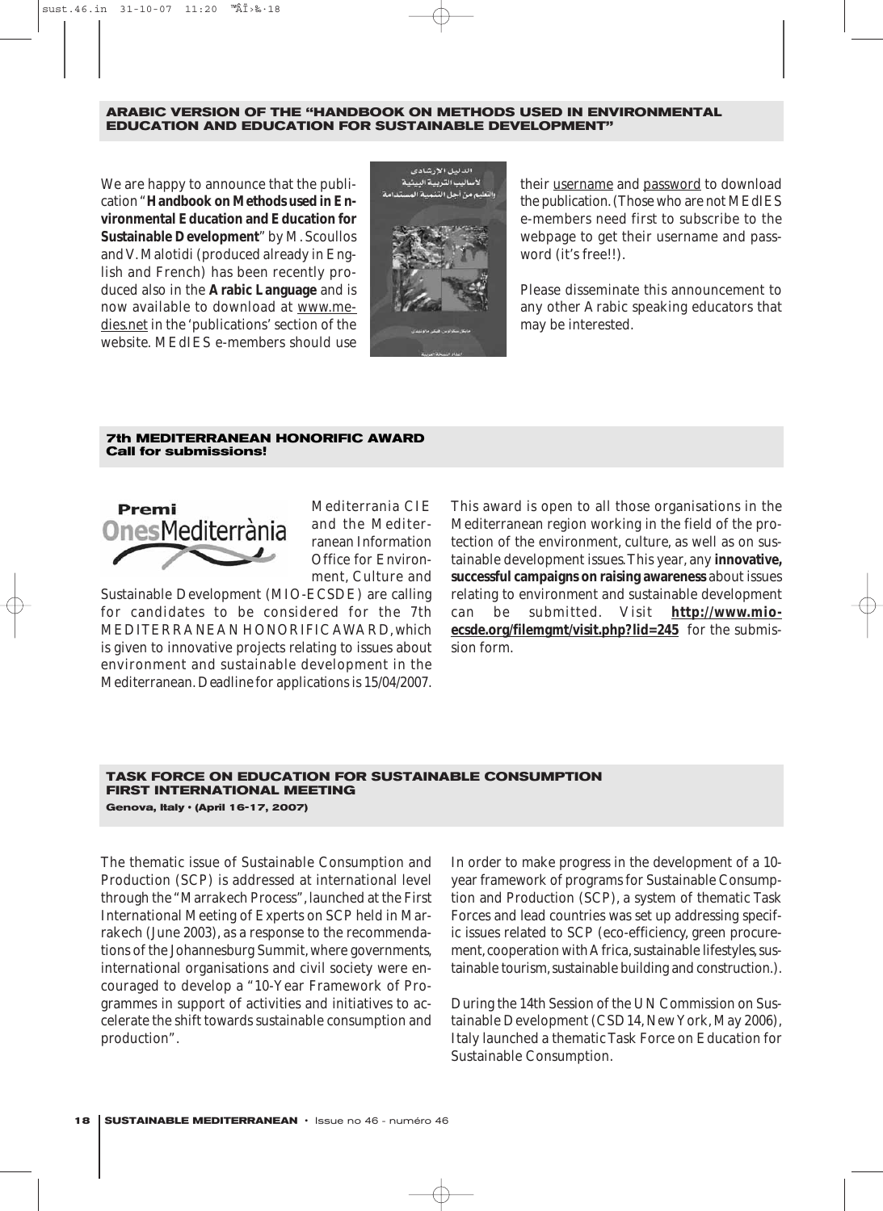## ARABIC VERSION OF THE "HANDBOOK ON METHODS USED IN ENVIRONMENTAL EDUCATION AND EDUCATION FOR SUSTAINABLE DEVELOPMENT"

We are happy to announce that the publication "**Handbook on Methods used in Environmental Education and Education for Sustainable Development**" by M. Scoullos and V. Malotidi (produced already in English and French) has been recently produced also in the **Arabic Language** and is now available to download at www.medies.net in the 'publications' section of the website. MEdIES e-members should use their username and password to download the publication. (Those who are not MEdIES e-members need first to subscribe to the webpage to get their username and password (it's free!!).

Please disseminate this announcement to any other Arabic speaking educators that may be interested.

## 7th MEDITERRANEAN HONORIFIC AWARD
**Call for submissions!**

Premi OnesMediterrània

Mediterrania CIE and the Mediterranean Information Office for Environment, Culture and Sustainable Development (MIO-ECSDE) are calling for candidates to be considered for the 7th MEDITERRANEAN HONORIFIC AWARD, which is given to innovative projects relating to issues about environment and sustainable development in the Mediterranean. Deadline for applications is 15/04/2007.

This award is open to all those organisations in the Mediterranean region working in the field of the protection of the environment, culture, as well as on sustainable development issues. This year, any **innovative, successful campaigns on raising awareness** about issues relating to environment and sustainable development can be submitted. Visit **http://www.mio-ecsde.org/filemgmt/visit.php?lid=245** for the submission form.

## TASK FORCE ON EDUCATION FOR SUSTAINABLE CONSUMPTION FIRST INTERNATIONAL MEETING
**Genova, Italy • (April 16-17, 2007)**

The thematic issue of Sustainable Consumption and Production (SCP) is addressed at international level through the "Marrakech Process", launched at the First International Meeting of Experts on SCP held in Marrakech (June 2003), as a response to the recommendations of the Johannesburg Summit, where governments, international organisations and civil society were encouraged to develop a "10-Year Framework of Programmes in support of activities and initiatives to accelerate the shift towards sustainable consumption and production".

In order to make progress in the development of a 10-year framework of programs for Sustainable Consumption and Production (SCP), a system of thematic Task Forces and lead countries was set up addressing specific issues related to SCP (eco-efficiency, green procurement, cooperation with Africa, sustainable lifestyles, sustainable tourism, sustainable building and construction.).

During the 14th Session of the UN Commission on Sustainable Development (CSD 14, New York, May 2006), Italy launched a thematic Task Force on Education for Sustainable Consumption.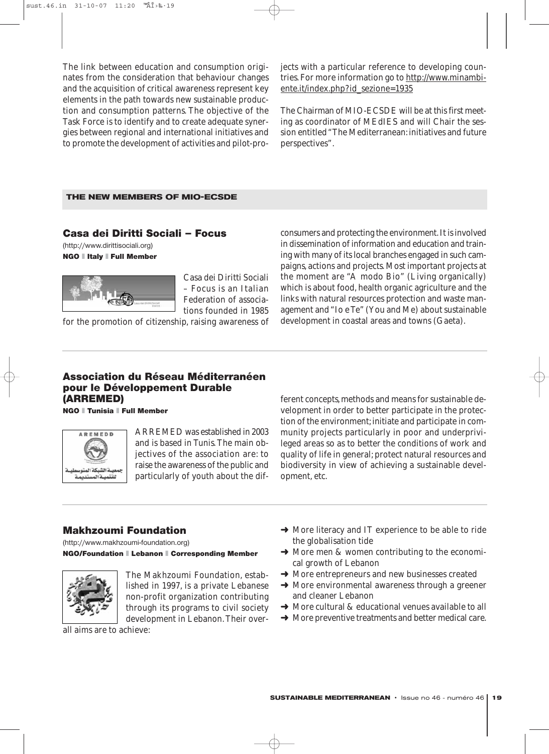The link between education and consumption originates from the consideration that behaviour changes and the acquisition of critical awareness represent key elements in the path towards new sustainable production and consumption patterns. The objective of the Task Force is to identify and to create adequate synergies between regional and international initiatives and to promote the development of activities and pilot-projects with a particular reference to developing countries. For more information go to http://www.minambiente.it/index.php?id_sezione=1935

The Chairman of MIO-ECSDE will be at this first meeting as coordinator of MEdIES and will Chair the session entitled "The Mediterranean: initiatives and future perspectives".

## THE NEW MEMBERS OF MIO-ECSDE

### Casa dei Diritti Sociali – Focus

(http://www.dirittisociali.org)

**NGO | Italy | Full Member**

Casa dei Diritti Sociali – Focus is an Italian Federation of associations founded in 1985 for the promotion of citizenship, raising awareness of consumers and protecting the environment. It is involved in dissemination of information and education and training with many of its local branches engaged in such campaigns, actions and projects. Most important projects at the moment are "A modo Bio" (Living organically) which is about food, health organic agriculture and the links with natural resources protection and waste management and "Io e Te" (You and Me) about sustainable development in coastal areas and towns (Gaeta).

### Association du Réseau Méditerranéen pour le Développement Durable (ARREMED)

**NGO | Tunisia | Full Member**

ARREMED was established in 2003 and is based in Tunis. The main objectives of the association are: to raise the awareness of the public and particularly of youth about the different concepts, methods and means for sustainable development in order to better participate in the protection of the environment; initiate and participate in community projects particularly in poor and underprivileged areas so as to better the conditions of work and quality of life in general; protect natural resources and biodiversity in view of achieving a sustainable development, etc.

### Makhzoumi Foundation

(http://www.makhzoumi-foundation.org)

**NGO/Foundation | Lebanon | Corresponding Member**

The Makhzoumi Foundation, established in 1997, is a private Lebanese non-profit organization contributing through its programs to civil society development in Lebanon. Their overall aims are to achieve:

- ➜ More literacy and IT experience to be able to ride the globalisation tide
- ➜ More men & women contributing to the economical growth of Lebanon
- ➜ More entrepreneurs and new businesses created
- ➜ More environmental awareness through a greener and cleaner Lebanon
- ➜ More cultural & educational venues available to all
- ➜ More preventive treatments and better medical care.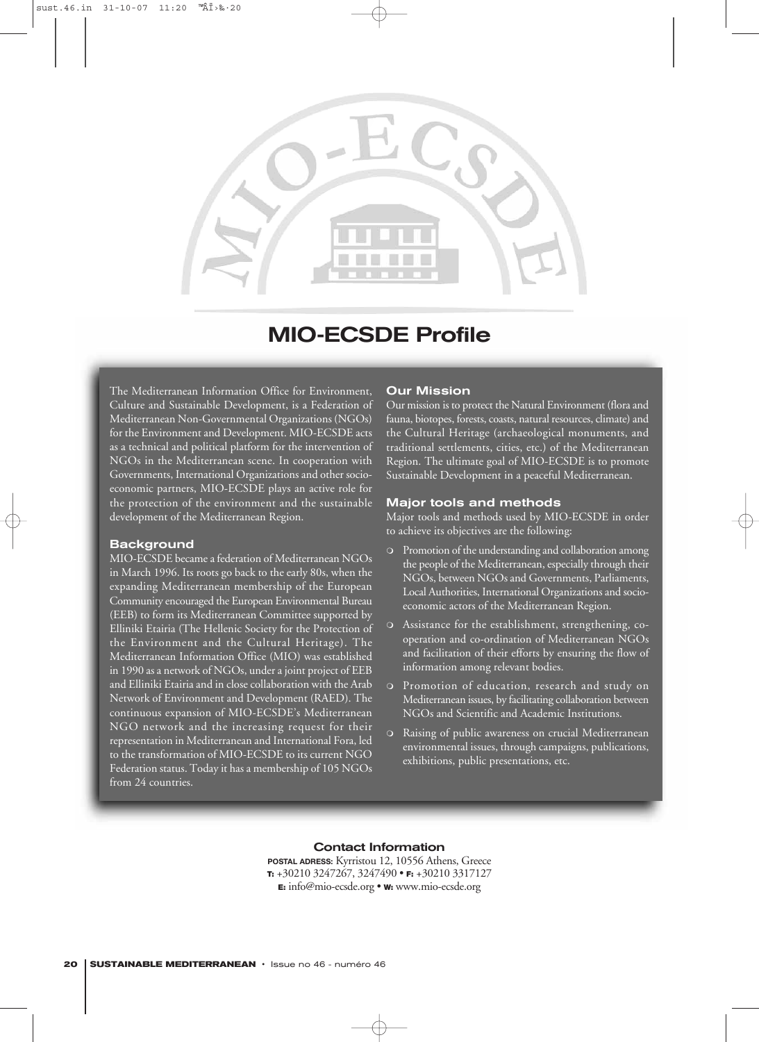# MIO-ECSDE Profile

The Mediterranean Information Office for Environment, Culture and Sustainable Development, is a Federation of Mediterranean Non-Governmental Organizations (NGOs) for the Environment and Development. MIO-ECSDE acts as a technical and political platform for the intervention of NGOs in the Mediterranean scene. In cooperation with Governments, International Organizations and other socio-economic partners, MIO-ECSDE plays an active role for the protection of the environment and the sustainable development of the Mediterranean Region.

### Background

MIO-ECSDE became a federation of Mediterranean NGOs in March 1996. Its roots go back to the early 80s, when the expanding Mediterranean membership of the European Community encouraged the European Environmental Bureau (EEB) to form its Mediterranean Committee supported by Elliniki Etairia (The Hellenic Society for the Protection of the Environment and the Cultural Heritage). The Mediterranean Information Office (MIO) was established in 1990 as a network of NGOs, under a joint project of EEB and Elliniki Etairia and in close collaboration with the Arab Network of Environment and Development (RAED). The continuous expansion of MIO-ECSDE's Mediterranean NGO network and the increasing request for their representation in Mediterranean and International Fora, led to the transformation of MIO-ECSDE to its current NGO Federation status. Today it has a membership of 105 NGOs from 24 countries.

### Our Mission

Our mission is to protect the Natural Environment (flora and fauna, biotopes, forests, coasts, natural resources, climate) and the Cultural Heritage (archaeological monuments, and traditional settlements, cities, etc.) of the Mediterranean Region. The ultimate goal of MIO-ECSDE is to promote Sustainable Development in a peaceful Mediterranean.

### Major tools and methods

Major tools and methods used by MIO-ECSDE in order to achieve its objectives are the following:

- Promotion of the understanding and collaboration among the people of the Mediterranean, especially through their NGOs, between NGOs and Governments, Parliaments, Local Authorities, International Organizations and socio-economic actors of the Mediterranean Region.
- Assistance for the establishment, strengthening, co-operation and co-ordination of Mediterranean NGOs and facilitation of their efforts by ensuring the flow of information among relevant bodies.
- Promotion of education, research and study on Mediterranean issues, by facilitating collaboration between NGOs and Scientific and Academic Institutions.
- Raising of public awareness on crucial Mediterranean environmental issues, through campaigns, publications, exhibitions, public presentations, etc.

### Contact Information

**POSTAL ADRESS:** Kyrristou 12, 10556 Athens, Greece
**T:** +30210 3247267, 3247490 • **F:** +30210 3317127
**E:** info@mio-ecsde.org • **W:** www.mio-ecsde.org